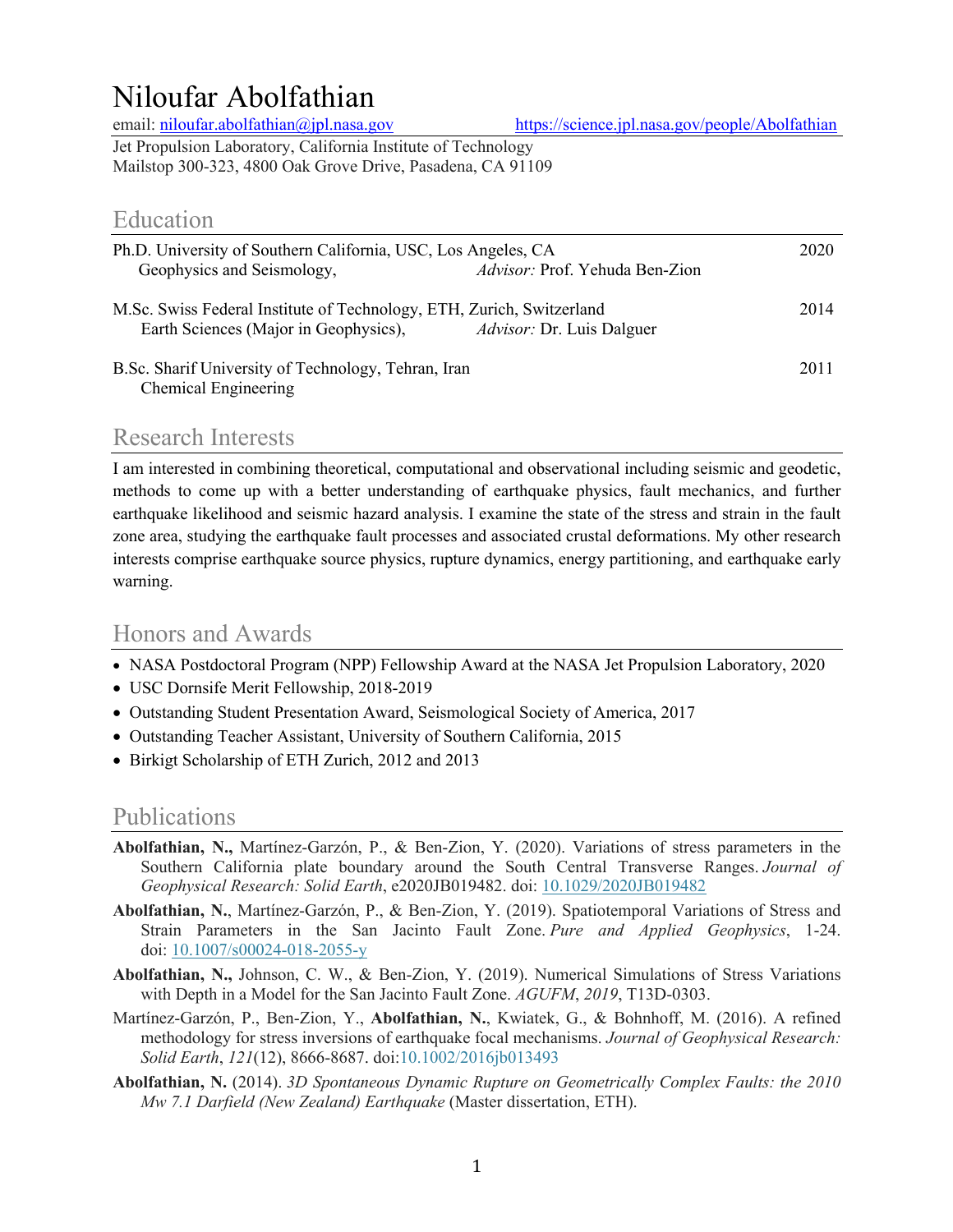# Niloufar Abolfathian

email: [niloufar.abolfathian@jpl.nasa.gov](mailto:niloufar.abolfathian@jpl.nasa.gov) [https://science.jpl.nasa.gov/people/Abolfathian](https://science.jpl.nasa.gov/people/Abolfathian)

Jet Propulsion Laboratory, California Institute of Technology
Mailstop 300-323, 4800 Oak Grove Drive, Pasadena, CA 91109

## Education

Ph.D. University of Southern California, USC, Los Angeles, CA — 2020
Geophysics and Seismology, *Advisor:* Prof. Yehuda Ben-Zion

M.Sc. Swiss Federal Institute of Technology, ETH, Zurich, Switzerland — 2014
Earth Sciences (Major in Geophysics), *Advisor:* Dr. Luis Dalguer

B.Sc. Sharif University of Technology, Tehran, Iran — 2011
Chemical Engineering

## Research Interests

I am interested in combining theoretical, computational and observational including seismic and geodetic, methods to come up with a better understanding of earthquake physics, fault mechanics, and further earthquake likelihood and seismic hazard analysis. I examine the state of the stress and strain in the fault zone area, studying the earthquake fault processes and associated crustal deformations. My other research interests comprise earthquake source physics, rupture dynamics, energy partitioning, and earthquake early warning.

## Honors and Awards

- NASA Postdoctoral Program (NPP) Fellowship Award at the NASA Jet Propulsion Laboratory, 2020
- USC Dornsife Merit Fellowship, 2018-2019
- Outstanding Student Presentation Award, Seismological Society of America, 2017
- Outstanding Teacher Assistant, University of Southern California, 2015
- Birkigt Scholarship of ETH Zurich, 2012 and 2013

## Publications

**Abolfathian, N.,** Martínez-Garzón, P., & Ben-Zion, Y. (2020). Variations of stress parameters in the Southern California plate boundary around the South Central Transverse Ranges. *Journal of Geophysical Research: Solid Earth*, e2020JB019482. doi: [10.1029/2020JB019482](https://doi.org/10.1029/2020JB019482)

**Abolfathian, N.**, Martínez-Garzón, P., & Ben-Zion, Y. (2019). Spatiotemporal Variations of Stress and Strain Parameters in the San Jacinto Fault Zone. *Pure and Applied Geophysics*, 1-24. doi: [10.1007/s00024-018-2055-y](https://doi.org/10.1007/s00024-018-2055-y)

**Abolfathian, N.,** Johnson, C. W., & Ben-Zion, Y. (2019). Numerical Simulations of Stress Variations with Depth in a Model for the San Jacinto Fault Zone. *AGUFM*, *2019*, T13D-0303.

Martínez-Garzón, P., Ben-Zion, Y., **Abolfathian, N.**, Kwiatek, G., & Bohnhoff, M. (2016). A refined methodology for stress inversions of earthquake focal mechanisms. *Journal of Geophysical Research: Solid Earth*, *121*(12), 8666-8687. doi:10.1002/2016jb013493

**Abolfathian, N.** (2014). *3D Spontaneous Dynamic Rupture on Geometrically Complex Faults: the 2010 Mw 7.1 Darfield (New Zealand) Earthquake* (Master dissertation, ETH).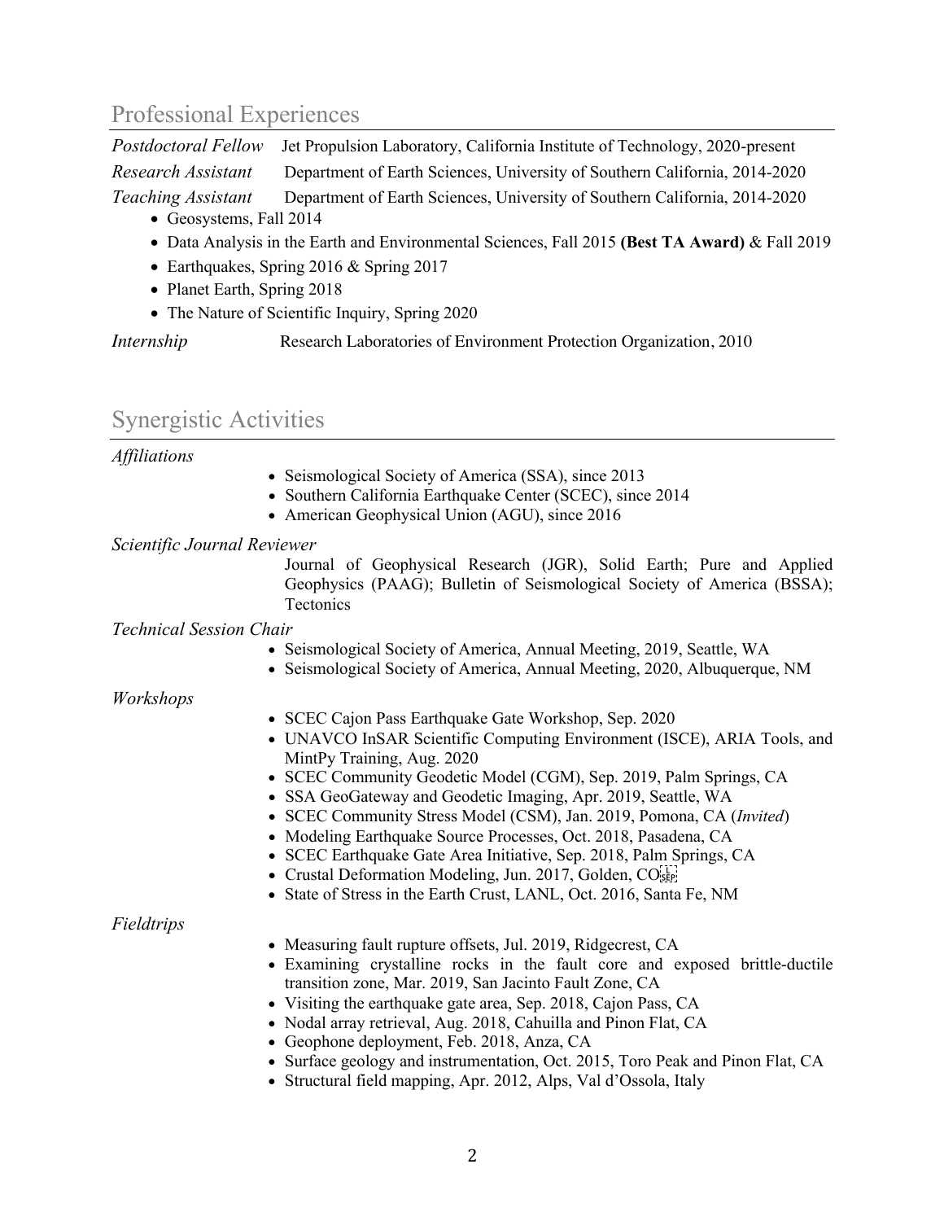## Professional Experiences

*Postdoctoral Fellow* Jet Propulsion Laboratory, California Institute of Technology, 2020-present

*Research Assistant* Department of Earth Sciences, University of Southern California, 2014-2020

*Teaching Assistant* Department of Earth Sciences, University of Southern California, 2014-2020

- Geosystems, Fall 2014
- Data Analysis in the Earth and Environmental Sciences, Fall 2015 **(Best TA Award)** & Fall 2019
- Earthquakes, Spring 2016 & Spring 2017
- Planet Earth, Spring 2018
- The Nature of Scientific Inquiry, Spring 2020

*Internship* Research Laboratories of Environment Protection Organization, 2010

## Synergistic Activities

*Affiliations*

- Seismological Society of America (SSA), since 2013
- Southern California Earthquake Center (SCEC), since 2014
- American Geophysical Union (AGU), since 2016

*Scientific Journal Reviewer*

Journal of Geophysical Research (JGR), Solid Earth; Pure and Applied Geophysics (PAAG); Bulletin of Seismological Society of America (BSSA); Tectonics

*Technical Session Chair*

- Seismological Society of America, Annual Meeting, 2019, Seattle, WA
- Seismological Society of America, Annual Meeting, 2020, Albuquerque, NM

*Workshops*

- SCEC Cajon Pass Earthquake Gate Workshop, Sep. 2020
- UNAVCO InSAR Scientific Computing Environment (ISCE), ARIA Tools, and MintPy Training, Aug. 2020
- SCEC Community Geodetic Model (CGM), Sep. 2019, Palm Springs, CA
- SSA GeoGateway and Geodetic Imaging, Apr. 2019, Seattle, WA
- SCEC Community Stress Model (CSM), Jan. 2019, Pomona, CA (*Invited*)
- Modeling Earthquake Source Processes, Oct. 2018, Pasadena, CA
- SCEC Earthquake Gate Area Initiative, Sep. 2018, Palm Springs, CA
- Crustal Deformation Modeling, Jun. 2017, Golden, CO
- State of Stress in the Earth Crust, LANL, Oct. 2016, Santa Fe, NM

*Fieldtrips*

- Measuring fault rupture offsets, Jul. 2019, Ridgecrest, CA
- Examining crystalline rocks in the fault core and exposed brittle-ductile transition zone, Mar. 2019, San Jacinto Fault Zone, CA
- Visiting the earthquake gate area, Sep. 2018, Cajon Pass, CA
- Nodal array retrieval, Aug. 2018, Cahuilla and Pinon Flat, CA
- Geophone deployment, Feb. 2018, Anza, CA
- Surface geology and instrumentation, Oct. 2015, Toro Peak and Pinon Flat, CA
- Structural field mapping, Apr. 2012, Alps, Val d'Ossola, Italy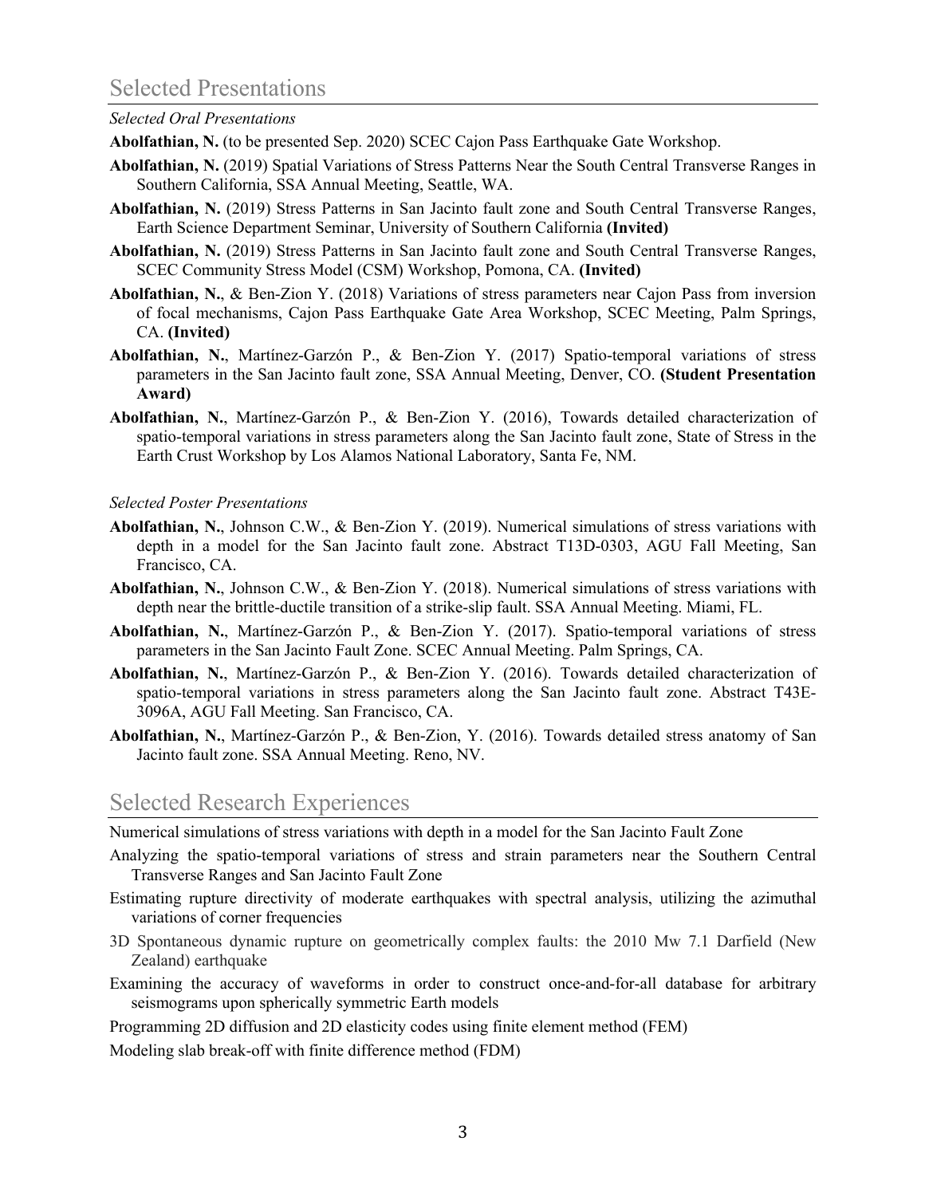## Selected Presentations

*Selected Oral Presentations*

**Abolfathian, N.** (to be presented Sep. 2020) SCEC Cajon Pass Earthquake Gate Workshop.

**Abolfathian, N.** (2019) Spatial Variations of Stress Patterns Near the South Central Transverse Ranges in Southern California, SSA Annual Meeting, Seattle, WA.

**Abolfathian, N.** (2019) Stress Patterns in San Jacinto fault zone and South Central Transverse Ranges, Earth Science Department Seminar, University of Southern California **(Invited)**

**Abolfathian, N.** (2019) Stress Patterns in San Jacinto fault zone and South Central Transverse Ranges, SCEC Community Stress Model (CSM) Workshop, Pomona, CA. **(Invited)**

**Abolfathian, N.**, & Ben-Zion Y. (2018) Variations of stress parameters near Cajon Pass from inversion of focal mechanisms, Cajon Pass Earthquake Gate Area Workshop, SCEC Meeting, Palm Springs, CA. **(Invited)**

**Abolfathian, N.**, Martínez-Garzón P., & Ben-Zion Y. (2017) Spatio-temporal variations of stress parameters in the San Jacinto fault zone, SSA Annual Meeting, Denver, CO. **(Student Presentation Award)**

**Abolfathian, N.**, Martínez-Garzón P., & Ben-Zion Y. (2016), Towards detailed characterization of spatio-temporal variations in stress parameters along the San Jacinto fault zone, State of Stress in the Earth Crust Workshop by Los Alamos National Laboratory, Santa Fe, NM.

*Selected Poster Presentations*

**Abolfathian, N.**, Johnson C.W., & Ben-Zion Y. (2019). Numerical simulations of stress variations with depth in a model for the San Jacinto fault zone. Abstract T13D-0303, AGU Fall Meeting, San Francisco, CA.

**Abolfathian, N.**, Johnson C.W., & Ben-Zion Y. (2018). Numerical simulations of stress variations with depth near the brittle-ductile transition of a strike-slip fault. SSA Annual Meeting. Miami, FL.

**Abolfathian, N.**, Martínez-Garzón P., & Ben-Zion Y. (2017). Spatio-temporal variations of stress parameters in the San Jacinto Fault Zone. SCEC Annual Meeting. Palm Springs, CA.

**Abolfathian, N.**, Martínez-Garzón P., & Ben-Zion Y. (2016). Towards detailed characterization of spatio-temporal variations in stress parameters along the San Jacinto fault zone. Abstract T43E-3096A, AGU Fall Meeting. San Francisco, CA.

**Abolfathian, N.**, Martínez-Garzón P., & Ben-Zion, Y. (2016). Towards detailed stress anatomy of San Jacinto fault zone. SSA Annual Meeting. Reno, NV.

## Selected Research Experiences

Numerical simulations of stress variations with depth in a model for the San Jacinto Fault Zone

Analyzing the spatio-temporal variations of stress and strain parameters near the Southern Central Transverse Ranges and San Jacinto Fault Zone

Estimating rupture directivity of moderate earthquakes with spectral analysis, utilizing the azimuthal variations of corner frequencies

3D Spontaneous dynamic rupture on geometrically complex faults: the 2010 Mw 7.1 Darfield (New Zealand) earthquake

Examining the accuracy of waveforms in order to construct once-and-for-all database for arbitrary seismograms upon spherically symmetric Earth models

Programming 2D diffusion and 2D elasticity codes using finite element method (FEM)

Modeling slab break-off with finite difference method (FDM)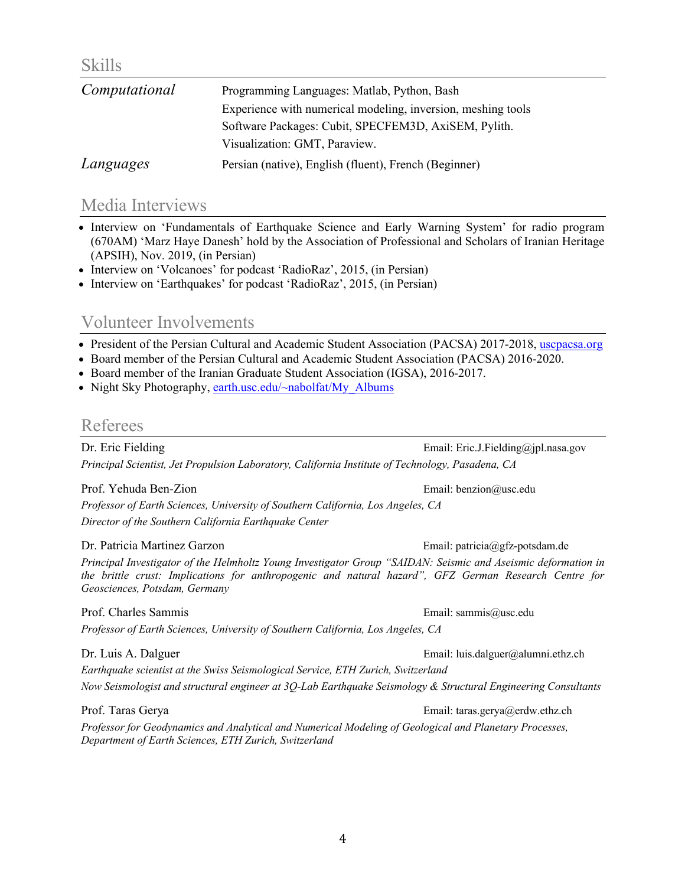## Skills

| | |
|---|---|
| *Computational* | Programming Languages: Matlab, Python, Bash |
| | Experience with numerical modeling, inversion, meshing tools |
| | Software Packages: Cubit, SPECFEM3D, AxiSEM, Pylith. |
| | Visualization: GMT, Paraview. |
| *Languages* | Persian (native), English (fluent), French (Beginner) |

## Media Interviews

- Interview on 'Fundamentals of Earthquake Science and Early Warning System' for radio program (670AM) 'Marz Haye Danesh' hold by the Association of Professional and Scholars of Iranian Heritage (APSIH), Nov. 2019, (in Persian)
- Interview on 'Volcanoes' for podcast 'RadioRaz', 2015, (in Persian)
- Interview on 'Earthquakes' for podcast 'RadioRaz', 2015, (in Persian)

## Volunteer Involvements

- President of the Persian Cultural and Academic Student Association (PACSA) 2017-2018, uscpacsa.org
- Board member of the Persian Cultural and Academic Student Association (PACSA) 2016-2020.
- Board member of the Iranian Graduate Student Association (IGSA), 2016-2017.
- Night Sky Photography, earth.usc.edu/~nabolfat/My_Albums

## Referees

Dr. Eric Fielding — Email: Eric.J.Fielding@jpl.nasa.gov
*Principal Scientist, Jet Propulsion Laboratory, California Institute of Technology, Pasadena, CA*

Prof. Yehuda Ben-Zion — Email: benzion@usc.edu
*Professor of Earth Sciences, University of Southern California, Los Angeles, CA*
*Director of the Southern California Earthquake Center*

Dr. Patricia Martinez Garzon — Email: patricia@gfz-potsdam.de
*Principal Investigator of the Helmholtz Young Investigator Group "SAIDAN: Seismic and Aseismic deformation in the brittle crust: Implications for anthropogenic and natural hazard", GFZ German Research Centre for Geosciences, Potsdam, Germany*

Prof. Charles Sammis — Email: sammis@usc.edu
*Professor of Earth Sciences, University of Southern California, Los Angeles, CA*

Dr. Luis A. Dalguer — Email: luis.dalguer@alumni.ethz.ch
*Earthquake scientist at the Swiss Seismological Service, ETH Zurich, Switzerland*
*Now Seismologist and structural engineer at 3Q-Lab Earthquake Seismology & Structural Engineering Consultants*

Prof. Taras Gerya — Email: taras.gerya@erdw.ethz.ch
*Professor for Geodynamics and Analytical and Numerical Modeling of Geological and Planetary Processes, Department of Earth Sciences, ETH Zurich, Switzerland*